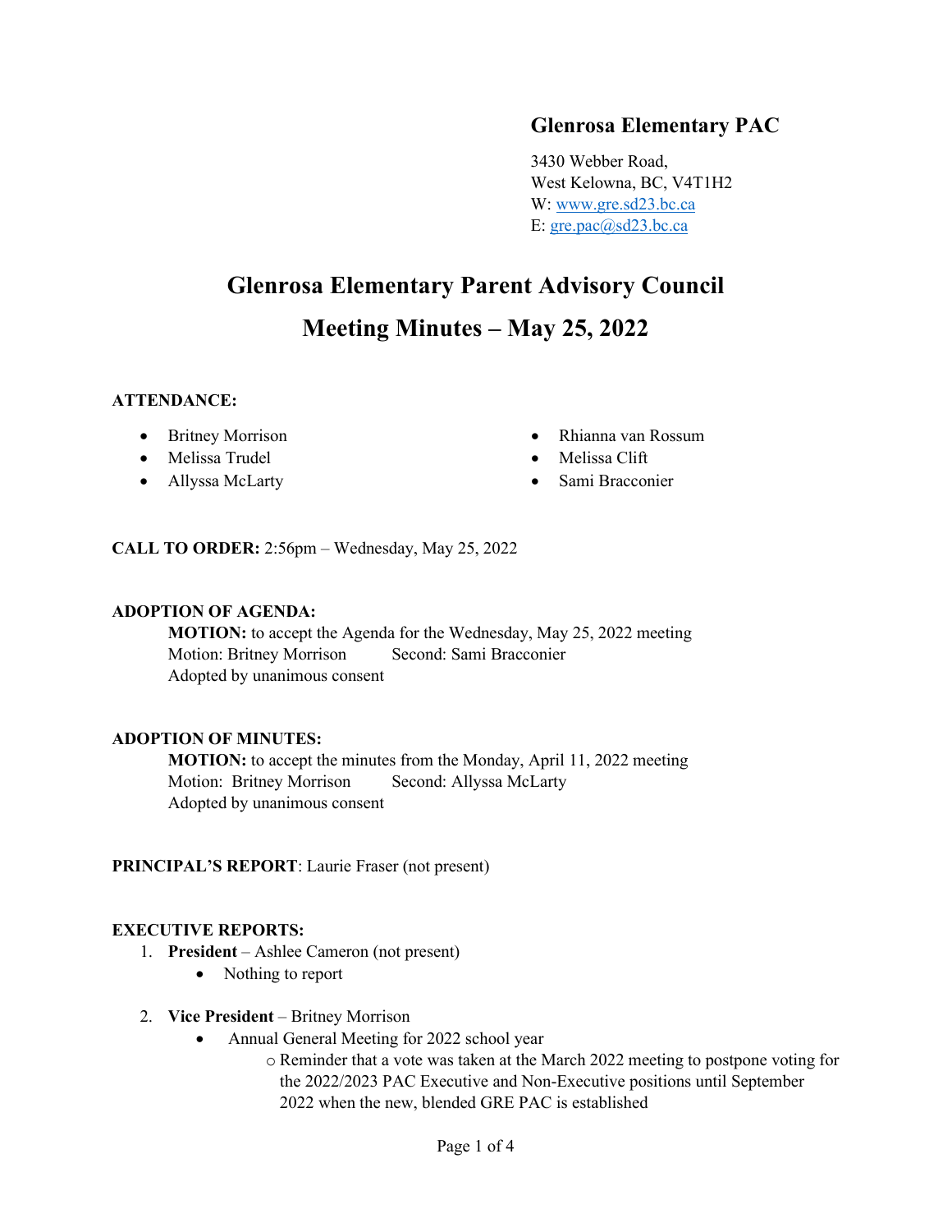**Glenrosa Elementary PAC**

3430 Webber Road,
West Kelowna, BC, V4T1H2
W: www.gre.sd23.bc.ca
E: gre.pac@sd23.bc.ca

# Glenrosa Elementary Parent Advisory Council

## Meeting Minutes – May 25, 2022

**ATTENDANCE:**

- Britney Morrison
- Melissa Trudel
- Allyssa McLarty
- Rhianna van Rossum
- Melissa Clift
- Sami Bracconier

**CALL TO ORDER:** 2:56pm – Wednesday, May 25, 2022

**ADOPTION OF AGENDA:**

**MOTION:** to accept the Agenda for the Wednesday, May 25, 2022 meeting
Motion: Britney Morrison Second: Sami Bracconier
Adopted by unanimous consent

**ADOPTION OF MINUTES:**

**MOTION:** to accept the minutes from the Monday, April 11, 2022 meeting
Motion: Britney Morrison Second: Allyssa McLarty
Adopted by unanimous consent

**PRINCIPAL'S REPORT**: Laurie Fraser (not present)

**EXECUTIVE REPORTS:**

1. **President** – Ashlee Cameron (not present)
   - Nothing to report
2. **Vice President** – Britney Morrison
   - Annual General Meeting for 2022 school year
     - Reminder that a vote was taken at the March 2022 meeting to postpone voting for the 2022/2023 PAC Executive and Non-Executive positions until September 2022 when the new, blended GRE PAC is established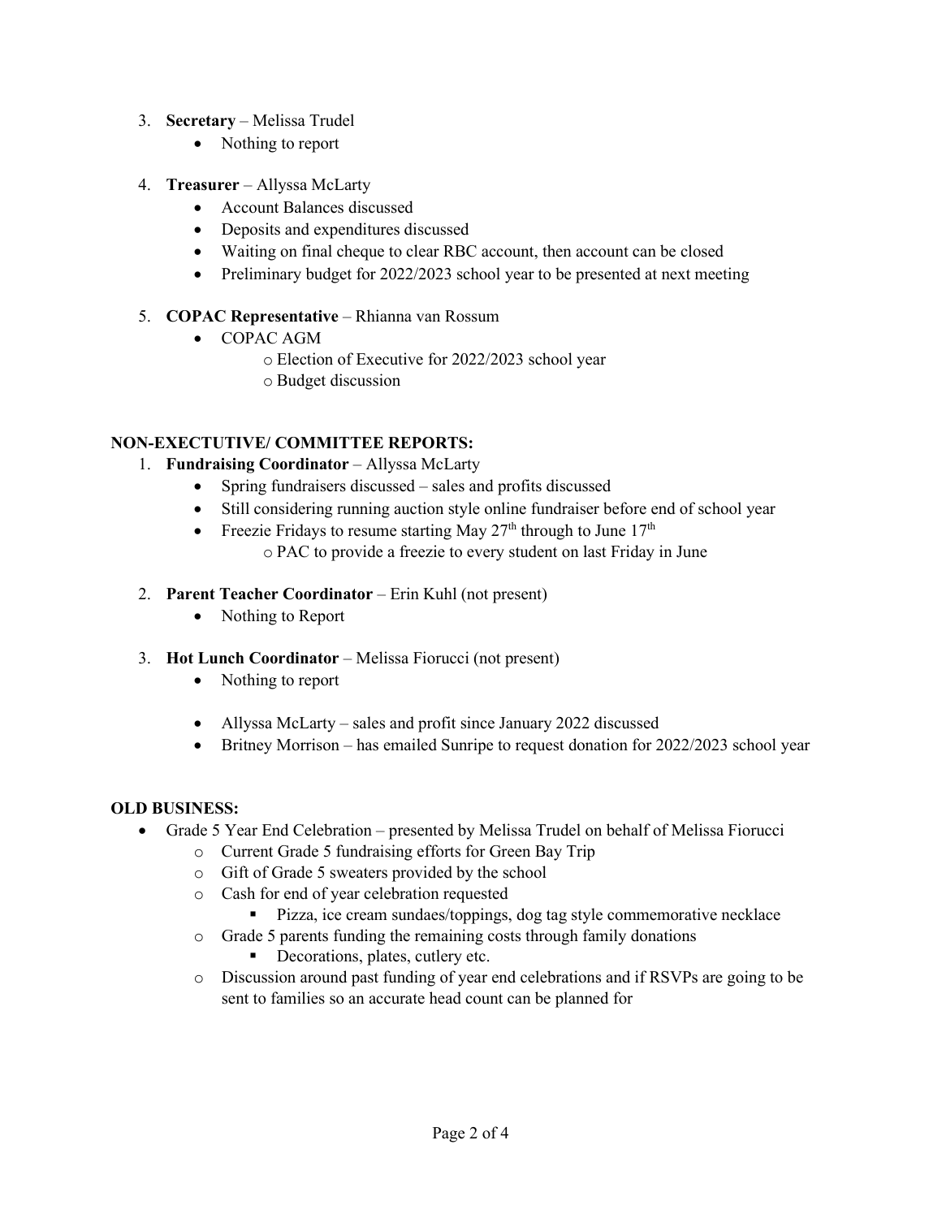3. **Secretary** – Melissa Trudel
    - Nothing to report

4. **Treasurer** – Allyssa McLarty
    - Account Balances discussed
    - Deposits and expenditures discussed
    - Waiting on final cheque to clear RBC account, then account can be closed
    - Preliminary budget for 2022/2023 school year to be presented at next meeting

5. **COPAC Representative** – Rhianna van Rossum
    - COPAC AGM
        - Election of Executive for 2022/2023 school year
        - Budget discussion

**NON-EXECUTIVE/ COMMITTEE REPORTS:**

1. **Fundraising Coordinator** – Allyssa McLarty
    - Spring fundraisers discussed – sales and profits discussed
    - Still considering running auction style online fundraiser before end of school year
    - Freezie Fridays to resume starting May 27th through to June 17th
        - PAC to provide a freezie to every student on last Friday in June

2. **Parent Teacher Coordinator** – Erin Kuhl (not present)
    - Nothing to Report

3. **Hot Lunch Coordinator** – Melissa Fiorucci (not present)
    - Nothing to report

    - Allyssa McLarty – sales and profit since January 2022 discussed
    - Britney Morrison – has emailed Sunripe to request donation for 2022/2023 school year

**OLD BUSINESS:**

- Grade 5 Year End Celebration – presented by Melissa Trudel on behalf of Melissa Fiorucci
    - Current Grade 5 fundraising efforts for Green Bay Trip
    - Gift of Grade 5 sweaters provided by the school
    - Cash for end of year celebration requested
        - Pizza, ice cream sundaes/toppings, dog tag style commemorative necklace
    - Grade 5 parents funding the remaining costs through family donations
        - Decorations, plates, cutlery etc.
    - Discussion around past funding of year end celebrations and if RSVPs are going to be sent to families so an accurate head count can be planned for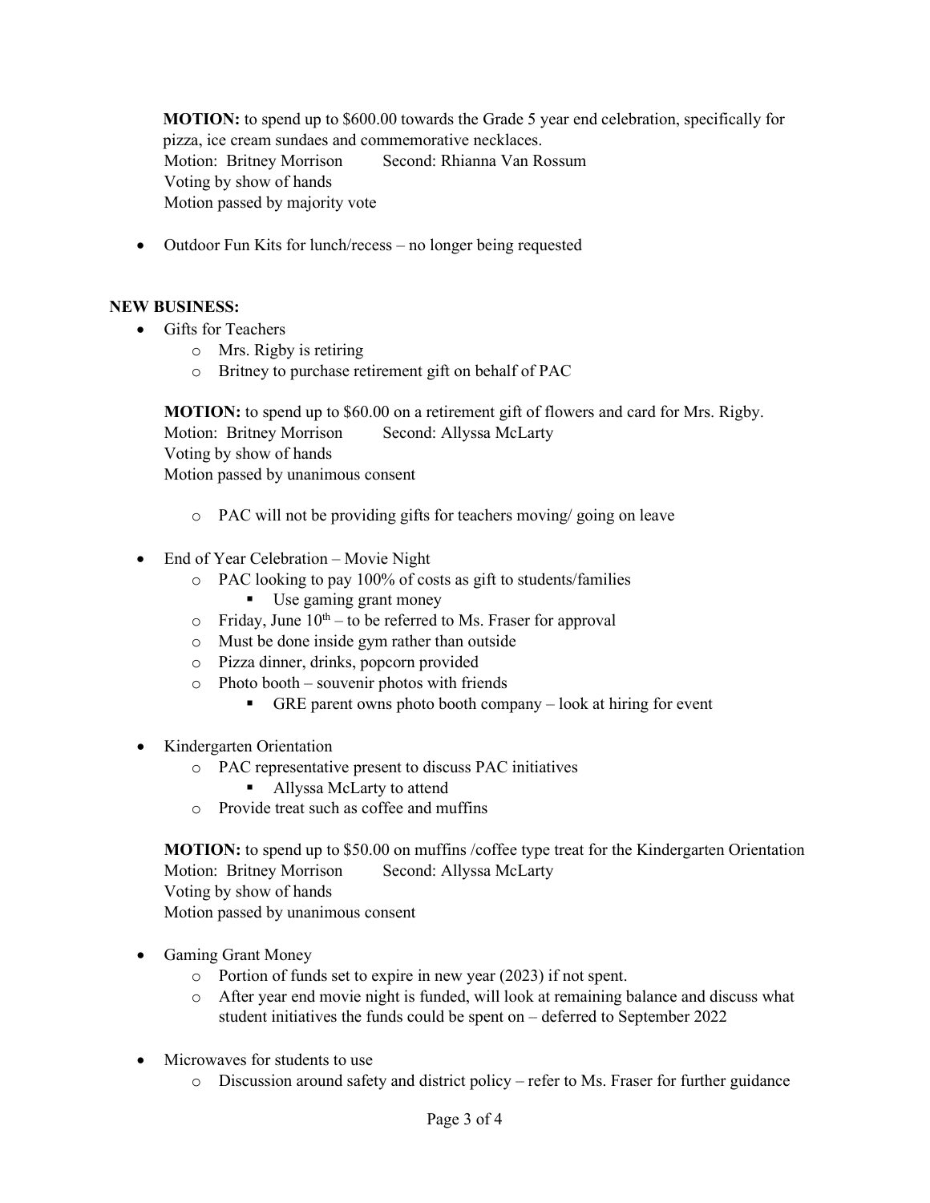**MOTION:** to spend up to $600.00 towards the Grade 5 year end celebration, specifically for pizza, ice cream sundaes and commemorative necklaces.
Motion: Britney Morrison    Second: Rhianna Van Rossum
Voting by show of hands
Motion passed by majority vote

- Outdoor Fun Kits for lunch/recess – no longer being requested

**NEW BUSINESS:**

- Gifts for Teachers
  - Mrs. Rigby is retiring
  - Britney to purchase retirement gift on behalf of PAC

**MOTION:** to spend up to $60.00 on a retirement gift of flowers and card for Mrs. Rigby.
Motion: Britney Morrison    Second: Allyssa McLarty
Voting by show of hands
Motion passed by unanimous consent

  - PAC will not be providing gifts for teachers moving/ going on leave

- End of Year Celebration – Movie Night
  - PAC looking to pay 100% of costs as gift to students/families
    - Use gaming grant money
  - Friday, June 10th – to be referred to Ms. Fraser for approval
  - Must be done inside gym rather than outside
  - Pizza dinner, drinks, popcorn provided
  - Photo booth – souvenir photos with friends
    - GRE parent owns photo booth company – look at hiring for event

- Kindergarten Orientation
  - PAC representative present to discuss PAC initiatives
    - Allyssa McLarty to attend
  - Provide treat such as coffee and muffins

**MOTION:** to spend up to $50.00 on muffins /coffee type treat for the Kindergarten Orientation
Motion: Britney Morrison    Second: Allyssa McLarty
Voting by show of hands
Motion passed by unanimous consent

- Gaming Grant Money
  - Portion of funds set to expire in new year (2023) if not spent.
  - After year end movie night is funded, will look at remaining balance and discuss what student initiatives the funds could be spent on – deferred to September 2022

- Microwaves for students to use
  - Discussion around safety and district policy – refer to Ms. Fraser for further guidance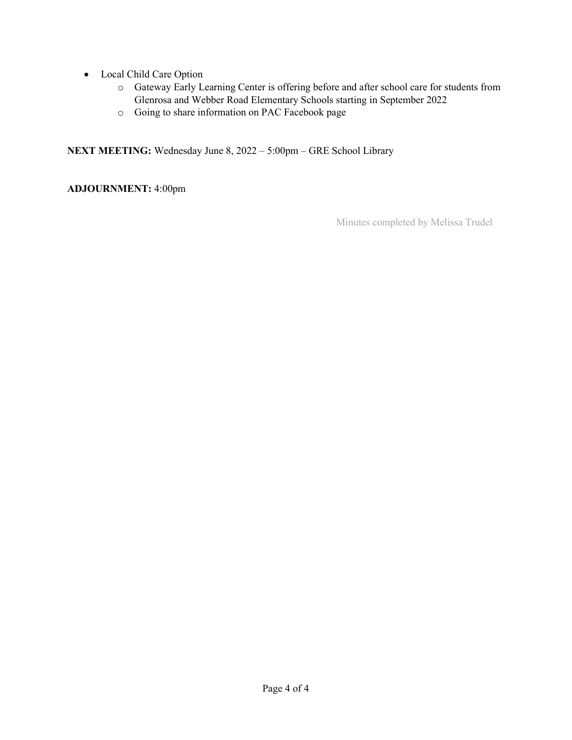- Local Child Care Option
  - Gateway Early Learning Center is offering before and after school care for students from Glenrosa and Webber Road Elementary Schools starting in September 2022
  - Going to share information on PAC Facebook page

**NEXT MEETING:** Wednesday June 8, 2022 – 5:00pm – GRE School Library

**ADJOURNMENT:** 4:00pm

Minutes completed by Melissa Trudel